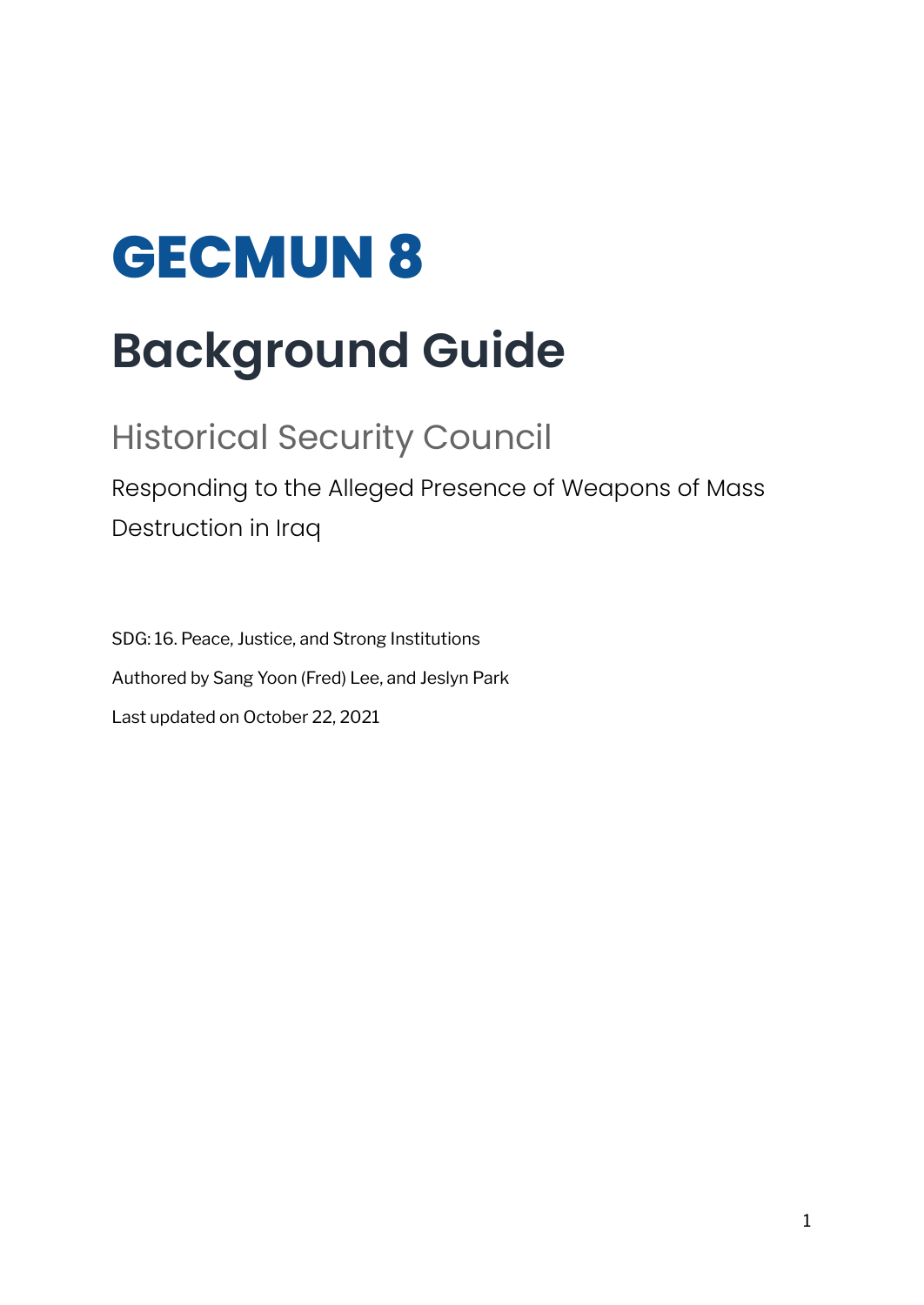# GECMUN 8

# Background Guide

## Historical Security Council

### Responding to the Alleged Presence of Weapons of Mass Destruction in Iraq

SDG: 16. Peace, Justice, and Strong Institutions

Authored by Sang Yoon (Fred) Lee, and Jeslyn Park

Last updated on October 22, 2021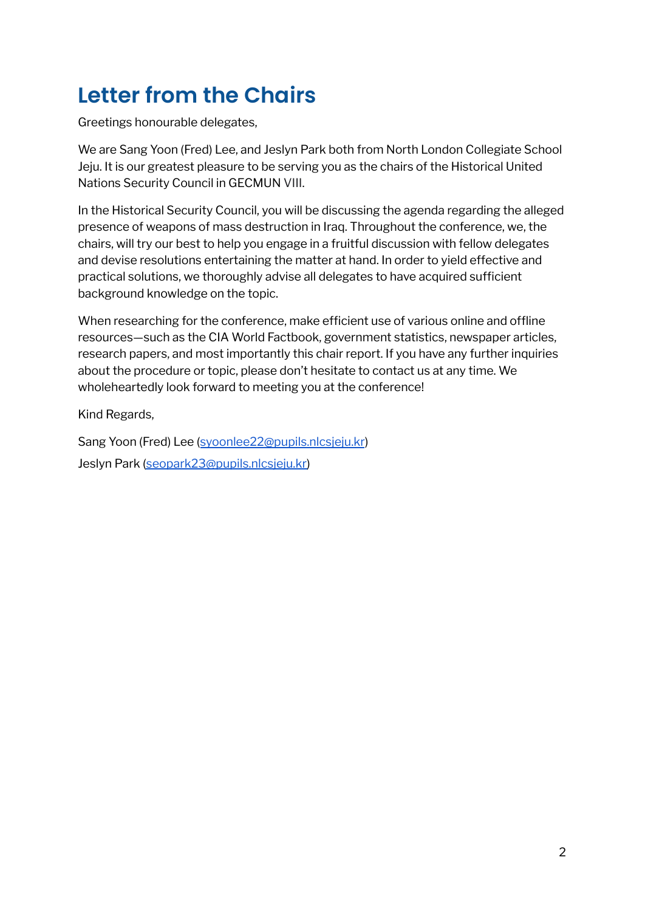# Letter from the Chairs

Greetings honourable delegates,

We are Sang Yoon (Fred) Lee, and Jeslyn Park both from North London Collegiate School Jeju. It is our greatest pleasure to be serving you as the chairs of the Historical United Nations Security Council in GECMUN VIII.

In the Historical Security Council, you will be discussing the agenda regarding the alleged presence of weapons of mass destruction in Iraq. Throughout the conference, we, the chairs, will try our best to help you engage in a fruitful discussion with fellow delegates and devise resolutions entertaining the matter at hand. In order to yield effective and practical solutions, we thoroughly advise all delegates to have acquired sufficient background knowledge on the topic.

When researching for the conference, make efficient use of various online and offline resources—such as the CIA World Factbook, government statistics, newspaper articles, research papers, and most importantly this chair report. If you have any further inquiries about the procedure or topic, please don't hesitate to contact us at any time. We wholeheartedly look forward to meeting you at the conference!

Kind Regards,

Sang Yoon (Fred) Lee (syoonlee22@pupils.nlcsjeju.kr)

Jeslyn Park (seopark23@pupils.nlcsjeju.kr)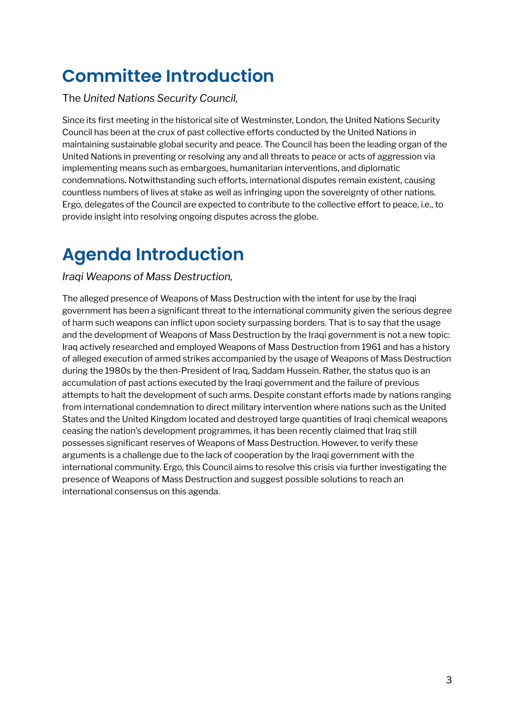# Committee Introduction

The *United Nations Security Council,*

Since its first meeting in the historical site of Westminster, London, the United Nations Security Council has been at the crux of past collective efforts conducted by the United Nations in maintaining sustainable global security and peace. The Council has been the leading organ of the United Nations in preventing or resolving any and all threats to peace or acts of aggression via implementing means such as embargoes, humanitarian interventions, and diplomatic condemnations. Notwithstanding such efforts, international disputes remain existent, causing countless numbers of lives at stake as well as infringing upon the sovereignty of other nations. Ergo, delegates of the Council are expected to contribute to the collective effort to peace, i.e., to provide insight into resolving ongoing disputes across the globe.

# Agenda Introduction

*Iraqi Weapons of Mass Destruction,*

The alleged presence of Weapons of Mass Destruction with the intent for use by the Iraqi government has been a significant threat to the international community given the serious degree of harm such weapons can inflict upon society surpassing borders. That is to say that the usage and the development of Weapons of Mass Destruction by the Iraqi government is not a new topic: Iraq actively researched and employed Weapons of Mass Destruction from 1961 and has a history of alleged execution of armed strikes accompanied by the usage of Weapons of Mass Destruction during the 1980s by the then-President of Iraq, Saddam Hussein. Rather, the status quo is an accumulation of past actions executed by the Iraqi government and the failure of previous attempts to halt the development of such arms. Despite constant efforts made by nations ranging from international condemnation to direct military intervention where nations such as the United States and the United Kingdom located and destroyed large quantities of Iraqi chemical weapons ceasing the nation's development programmes, it has been recently claimed that Iraq still possesses significant reserves of Weapons of Mass Destruction. However, to verify these arguments is a challenge due to the lack of cooperation by the Iraqi government with the international community. Ergo, this Council aims to resolve this crisis via further investigating the presence of Weapons of Mass Destruction and suggest possible solutions to reach an international consensus on this agenda.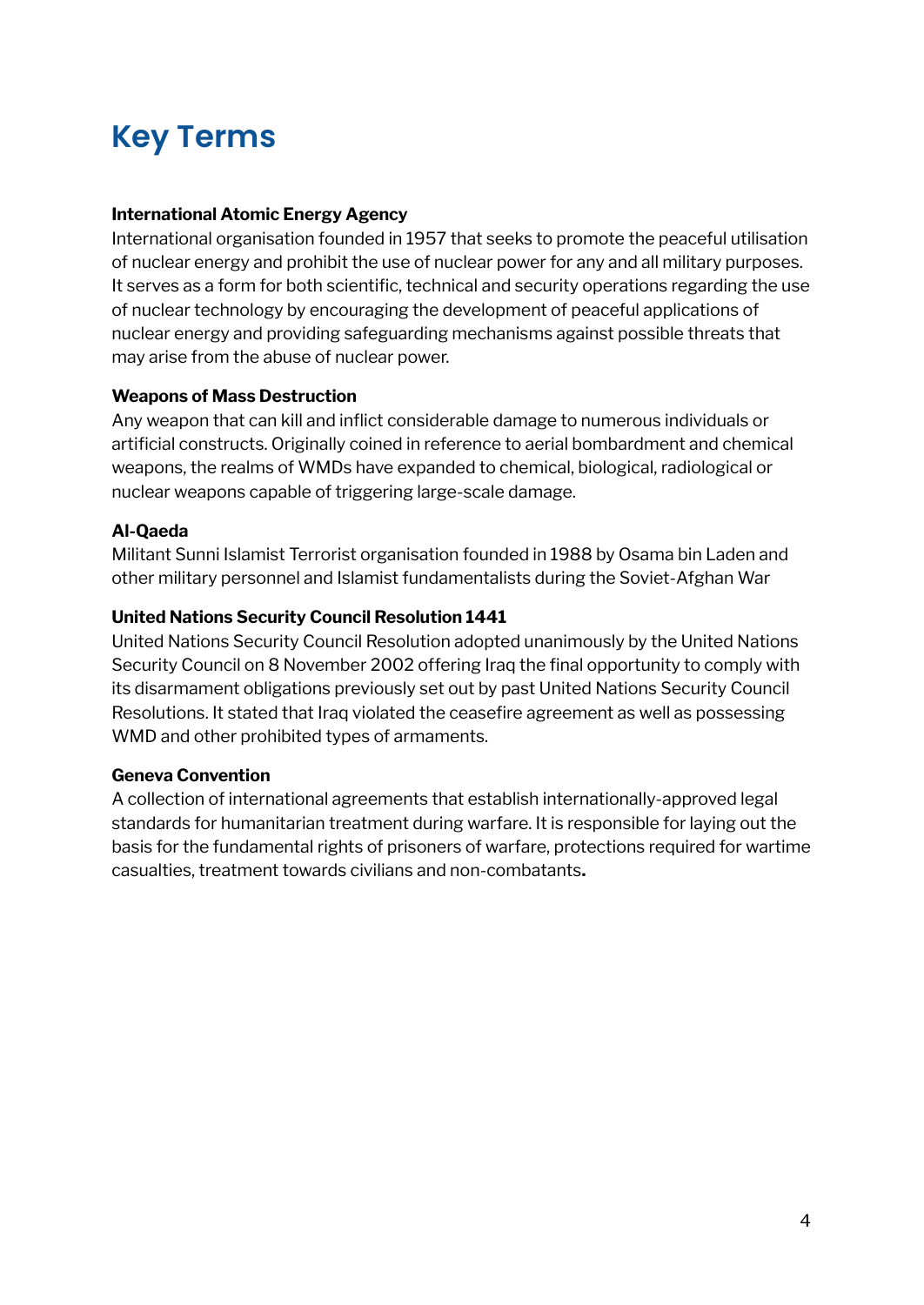# Key Terms

**International Atomic Energy Agency**
International organisation founded in 1957 that seeks to promote the peaceful utilisation of nuclear energy and prohibit the use of nuclear power for any and all military purposes. It serves as a form for both scientific, technical and security operations regarding the use of nuclear technology by encouraging the development of peaceful applications of nuclear energy and providing safeguarding mechanisms against possible threats that may arise from the abuse of nuclear power.

**Weapons of Mass Destruction**
Any weapon that can kill and inflict considerable damage to numerous individuals or artificial constructs. Originally coined in reference to aerial bombardment and chemical weapons, the realms of WMDs have expanded to chemical, biological, radiological or nuclear weapons capable of triggering large-scale damage.

**Al-Qaeda**
Militant Sunni Islamist Terrorist organisation founded in 1988 by Osama bin Laden and other military personnel and Islamist fundamentalists during the Soviet-Afghan War

**United Nations Security Council Resolution 1441**
United Nations Security Council Resolution adopted unanimously by the United Nations Security Council on 8 November 2002 offering Iraq the final opportunity to comply with its disarmament obligations previously set out by past United Nations Security Council Resolutions. It stated that Iraq violated the ceasefire agreement as well as possessing WMD and other prohibited types of armaments.

**Geneva Convention**
A collection of international agreements that establish internationally-approved legal standards for humanitarian treatment during warfare. It is responsible for laying out the basis for the fundamental rights of prisoners of warfare, protections required for wartime casualties, treatment towards civilians and non-combatants.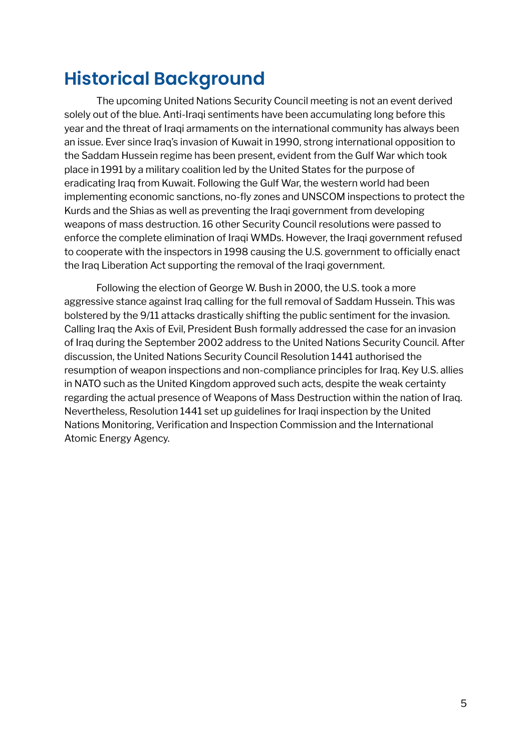# Historical Background

The upcoming United Nations Security Council meeting is not an event derived solely out of the blue. Anti-Iraqi sentiments have been accumulating long before this year and the threat of Iraqi armaments on the international community has always been an issue. Ever since Iraq's invasion of Kuwait in 1990, strong international opposition to the Saddam Hussein regime has been present, evident from the Gulf War which took place in 1991 by a military coalition led by the United States for the purpose of eradicating Iraq from Kuwait. Following the Gulf War, the western world had been implementing economic sanctions, no-fly zones and UNSCOM inspections to protect the Kurds and the Shias as well as preventing the Iraqi government from developing weapons of mass destruction. 16 other Security Council resolutions were passed to enforce the complete elimination of Iraqi WMDs. However, the Iraqi government refused to cooperate with the inspectors in 1998 causing the U.S. government to officially enact the Iraq Liberation Act supporting the removal of the Iraqi government.

Following the election of George W. Bush in 2000, the U.S. took a more aggressive stance against Iraq calling for the full removal of Saddam Hussein. This was bolstered by the 9/11 attacks drastically shifting the public sentiment for the invasion. Calling Iraq the Axis of Evil, President Bush formally addressed the case for an invasion of Iraq during the September 2002 address to the United Nations Security Council. After discussion, the United Nations Security Council Resolution 1441 authorised the resumption of weapon inspections and non-compliance principles for Iraq. Key U.S. allies in NATO such as the United Kingdom approved such acts, despite the weak certainty regarding the actual presence of Weapons of Mass Destruction within the nation of Iraq. Nevertheless, Resolution 1441 set up guidelines for Iraqi inspection by the United Nations Monitoring, Verification and Inspection Commission and the International Atomic Energy Agency.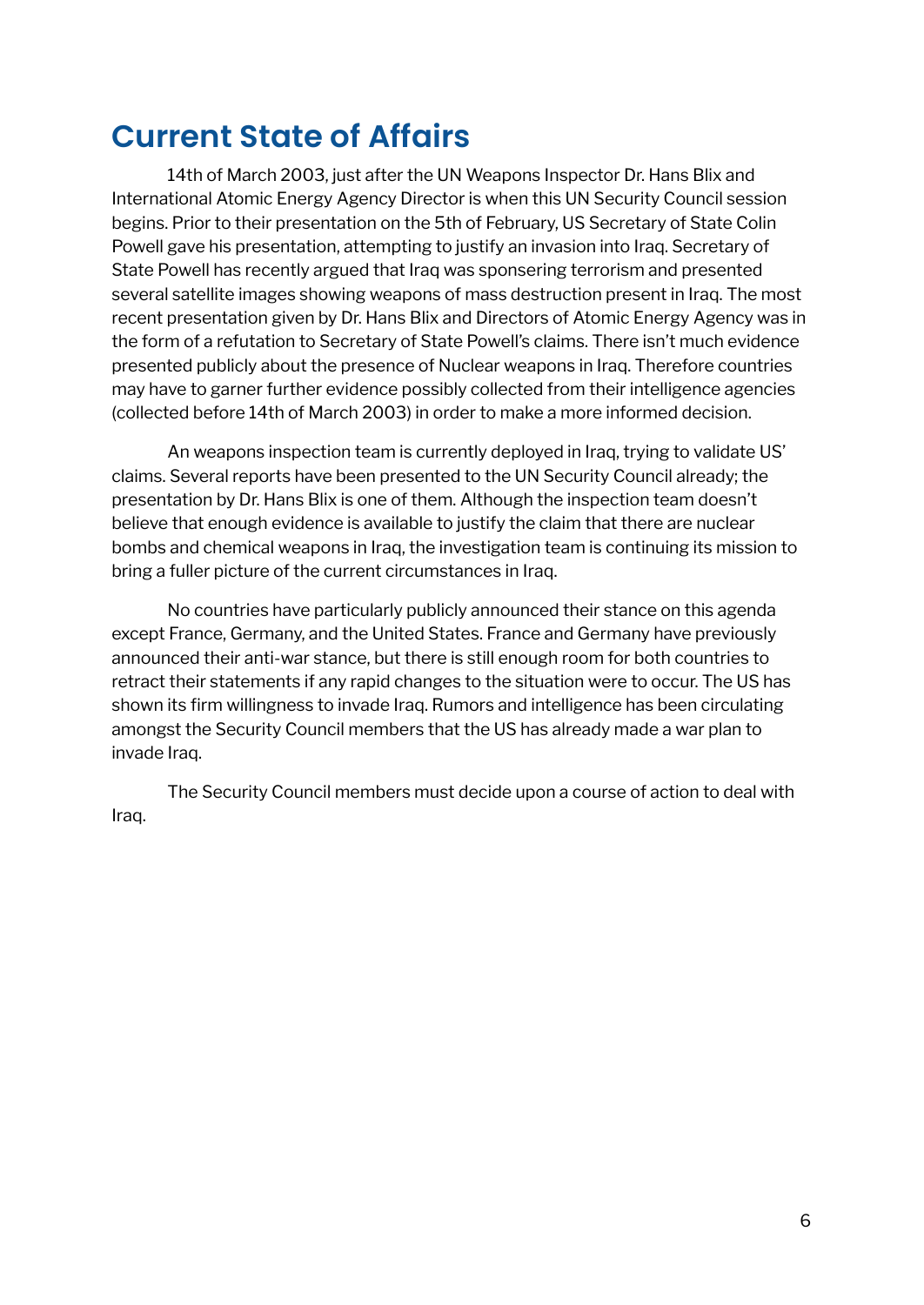## Current State of Affairs

14th of March 2003, just after the UN Weapons Inspector Dr. Hans Blix and International Atomic Energy Agency Director is when this UN Security Council session begins. Prior to their presentation on the 5th of February, US Secretary of State Colin Powell gave his presentation, attempting to justify an invasion into Iraq. Secretary of State Powell has recently argued that Iraq was sponsering terrorism and presented several satellite images showing weapons of mass destruction present in Iraq. The most recent presentation given by Dr. Hans Blix and Directors of Atomic Energy Agency was in the form of a refutation to Secretary of State Powell's claims. There isn't much evidence presented publicly about the presence of Nuclear weapons in Iraq. Therefore countries may have to garner further evidence possibly collected from their intelligence agencies (collected before 14th of March 2003) in order to make a more informed decision.

An weapons inspection team is currently deployed in Iraq, trying to validate US' claims. Several reports have been presented to the UN Security Council already; the presentation by Dr. Hans Blix is one of them. Although the inspection team doesn't believe that enough evidence is available to justify the claim that there are nuclear bombs and chemical weapons in Iraq, the investigation team is continuing its mission to bring a fuller picture of the current circumstances in Iraq.

No countries have particularly publicly announced their stance on this agenda except France, Germany, and the United States. France and Germany have previously announced their anti-war stance, but there is still enough room for both countries to retract their statements if any rapid changes to the situation were to occur. The US has shown its firm willingness to invade Iraq. Rumors and intelligence has been circulating amongst the Security Council members that the US has already made a war plan to invade Iraq.

The Security Council members must decide upon a course of action to deal with Iraq.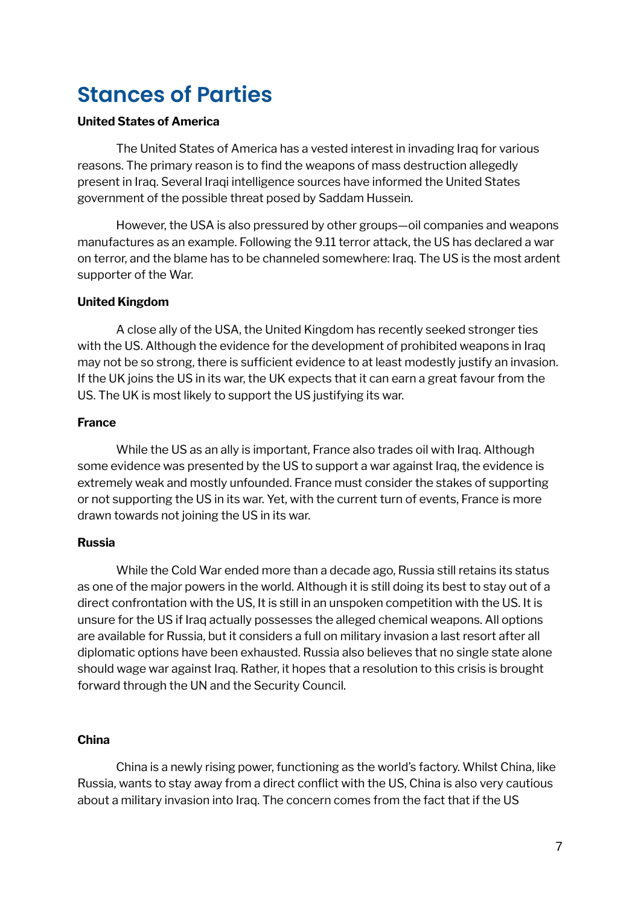# Stances of Parties

**United States of America**

The United States of America has a vested interest in invading Iraq for various reasons. The primary reason is to find the weapons of mass destruction allegedly present in Iraq. Several Iraqi intelligence sources have informed the United States government of the possible threat posed by Saddam Hussein.

However, the USA is also pressured by other groups—oil companies and weapons manufactures as an example. Following the 9.11 terror attack, the US has declared a war on terror, and the blame has to be channeled somewhere: Iraq. The US is the most ardent supporter of the War.

**United Kingdom**

A close ally of the USA, the United Kingdom has recently seeked stronger ties with the US. Although the evidence for the development of prohibited weapons in Iraq may not be so strong, there is sufficient evidence to at least modestly justify an invasion. If the UK joins the US in its war, the UK expects that it can earn a great favour from the US. The UK is most likely to support the US justifying its war.

**France**

While the US as an ally is important, France also trades oil with Iraq. Although some evidence was presented by the US to support a war against Iraq, the evidence is extremely weak and mostly unfounded. France must consider the stakes of supporting or not supporting the US in its war. Yet, with the current turn of events, France is more drawn towards not joining the US in its war.

**Russia**

While the Cold War ended more than a decade ago, Russia still retains its status as one of the major powers in the world. Although it is still doing its best to stay out of a direct confrontation with the US, It is still in an unspoken competition with the US. It is unsure for the US if Iraq actually possesses the alleged chemical weapons. All options are available for Russia, but it considers a full on military invasion a last resort after all diplomatic options have been exhausted. Russia also believes that no single state alone should wage war against Iraq. Rather, it hopes that a resolution to this crisis is brought forward through the UN and the Security Council.

**China**

China is a newly rising power, functioning as the world's factory. Whilst China, like Russia, wants to stay away from a direct conflict with the US, China is also very cautious about a military invasion into Iraq. The concern comes from the fact that if the US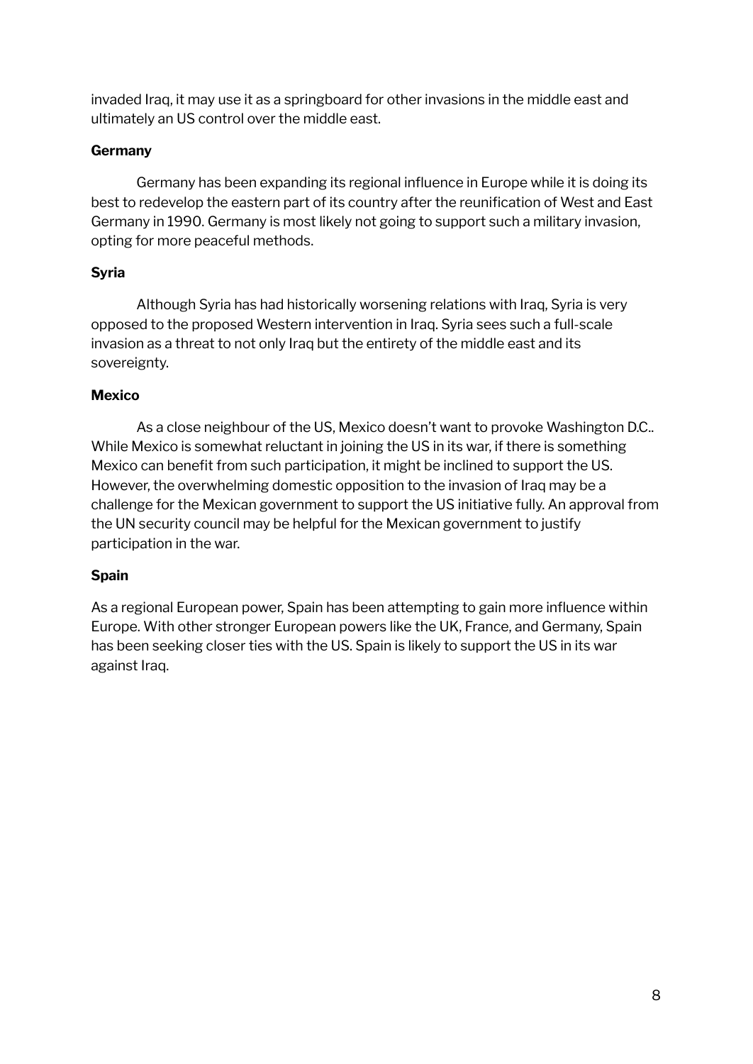invaded Iraq, it may use it as a springboard for other invasions in the middle east and ultimately an US control over the middle east.

**Germany**

Germany has been expanding its regional influence in Europe while it is doing its best to redevelop the eastern part of its country after the reunification of West and East Germany in 1990. Germany is most likely not going to support such a military invasion, opting for more peaceful methods.

**Syria**

Although Syria has had historically worsening relations with Iraq, Syria is very opposed to the proposed Western intervention in Iraq. Syria sees such a full-scale invasion as a threat to not only Iraq but the entirety of the middle east and its sovereignty.

**Mexico**

As a close neighbour of the US, Mexico doesn't want to provoke Washington D.C.. While Mexico is somewhat reluctant in joining the US in its war, if there is something Mexico can benefit from such participation, it might be inclined to support the US. However, the overwhelming domestic opposition to the invasion of Iraq may be a challenge for the Mexican government to support the US initiative fully. An approval from the UN security council may be helpful for the Mexican government to justify participation in the war.

**Spain**

As a regional European power, Spain has been attempting to gain more influence within Europe. With other stronger European powers like the UK, France, and Germany, Spain has been seeking closer ties with the US. Spain is likely to support the US in its war against Iraq.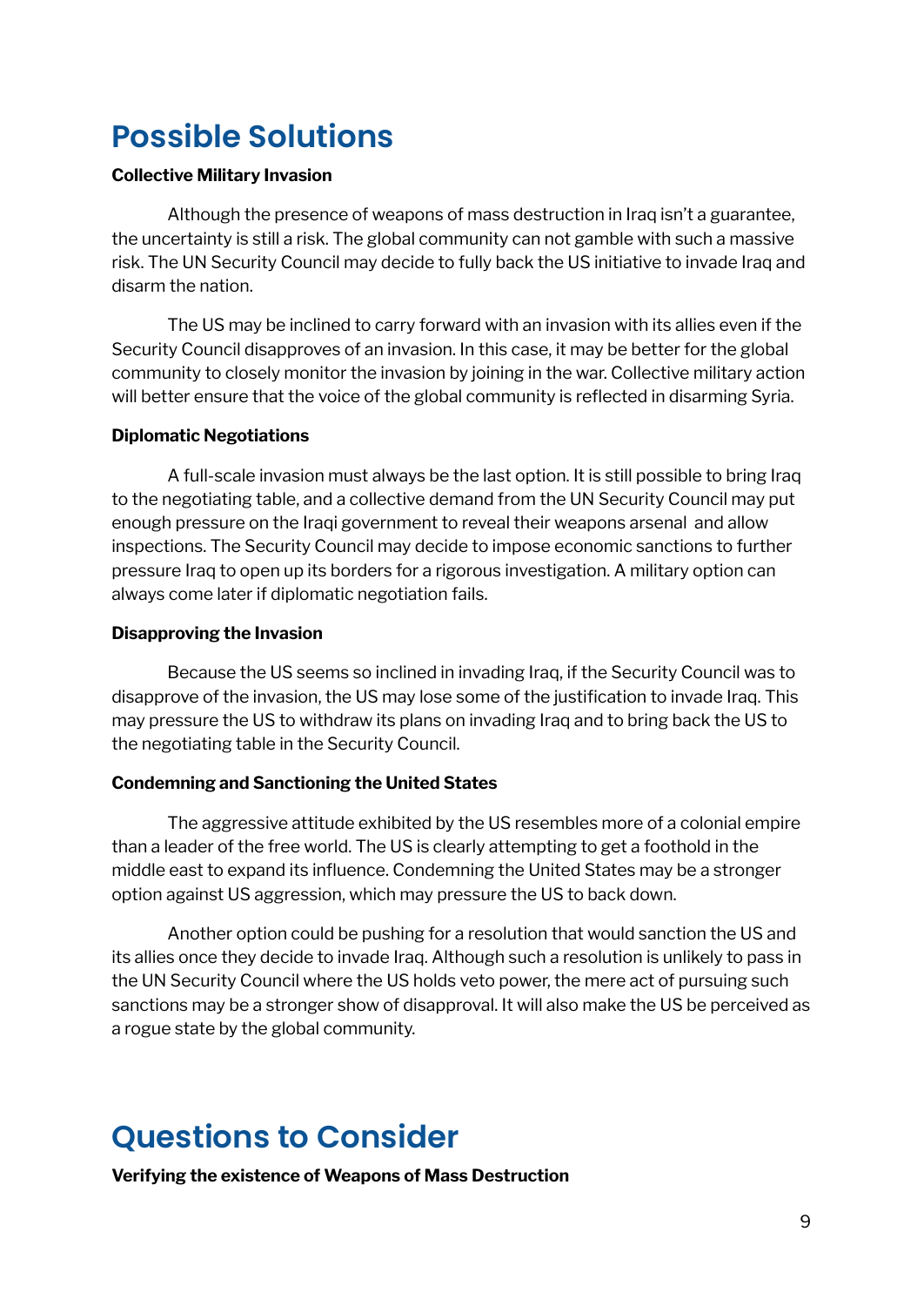# Possible Solutions

**Collective Military Invasion**

Although the presence of weapons of mass destruction in Iraq isn't a guarantee, the uncertainty is still a risk. The global community can not gamble with such a massive risk. The UN Security Council may decide to fully back the US initiative to invade Iraq and disarm the nation.

The US may be inclined to carry forward with an invasion with its allies even if the Security Council disapproves of an invasion. In this case, it may be better for the global community to closely monitor the invasion by joining in the war. Collective military action will better ensure that the voice of the global community is reflected in disarming Syria.

**Diplomatic Negotiations**

A full-scale invasion must always be the last option. It is still possible to bring Iraq to the negotiating table, and a collective demand from the UN Security Council may put enough pressure on the Iraqi government to reveal their weapons arsenal and allow inspections. The Security Council may decide to impose economic sanctions to further pressure Iraq to open up its borders for a rigorous investigation. A military option can always come later if diplomatic negotiation fails.

**Disapproving the Invasion**

Because the US seems so inclined in invading Iraq, if the Security Council was to disapprove of the invasion, the US may lose some of the justification to invade Iraq. This may pressure the US to withdraw its plans on invading Iraq and to bring back the US to the negotiating table in the Security Council.

**Condemning and Sanctioning the United States**

The aggressive attitude exhibited by the US resembles more of a colonial empire than a leader of the free world. The US is clearly attempting to get a foothold in the middle east to expand its influence. Condemning the United States may be a stronger option against US aggression, which may pressure the US to back down.

Another option could be pushing for a resolution that would sanction the US and its allies once they decide to invade Iraq. Although such a resolution is unlikely to pass in the UN Security Council where the US holds veto power, the mere act of pursuing such sanctions may be a stronger show of disapproval. It will also make the US be perceived as a rogue state by the global community.

# Questions to Consider

**Verifying the existence of Weapons of Mass Destruction**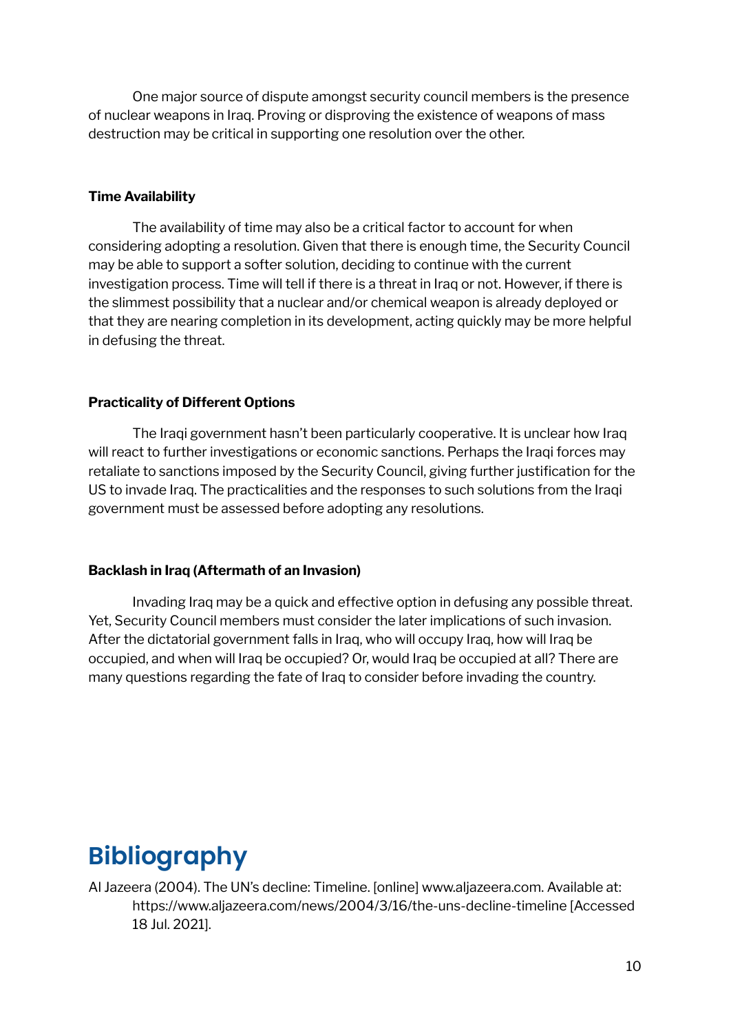One major source of dispute amongst security council members is the presence of nuclear weapons in Iraq. Proving or disproving the existence of weapons of mass destruction may be critical in supporting one resolution over the other.

**Time Availability**

The availability of time may also be a critical factor to account for when considering adopting a resolution. Given that there is enough time, the Security Council may be able to support a softer solution, deciding to continue with the current investigation process. Time will tell if there is a threat in Iraq or not. However, if there is the slimmest possibility that a nuclear and/or chemical weapon is already deployed or that they are nearing completion in its development, acting quickly may be more helpful in defusing the threat.

**Practicality of Different Options**

The Iraqi government hasn't been particularly cooperative. It is unclear how Iraq will react to further investigations or economic sanctions. Perhaps the Iraqi forces may retaliate to sanctions imposed by the Security Council, giving further justification for the US to invade Iraq. The practicalities and the responses to such solutions from the Iraqi government must be assessed before adopting any resolutions.

**Backlash in Iraq (Aftermath of an Invasion)**

Invading Iraq may be a quick and effective option in defusing any possible threat. Yet, Security Council members must consider the later implications of such invasion. After the dictatorial government falls in Iraq, who will occupy Iraq, how will Iraq be occupied, and when will Iraq be occupied? Or, would Iraq be occupied at all? There are many questions regarding the fate of Iraq to consider before invading the country.

# Bibliography

Al Jazeera (2004). The UN's decline: Timeline. [online] www.aljazeera.com. Available at: https://www.aljazeera.com/news/2004/3/16/the-uns-decline-timeline [Accessed 18 Jul. 2021].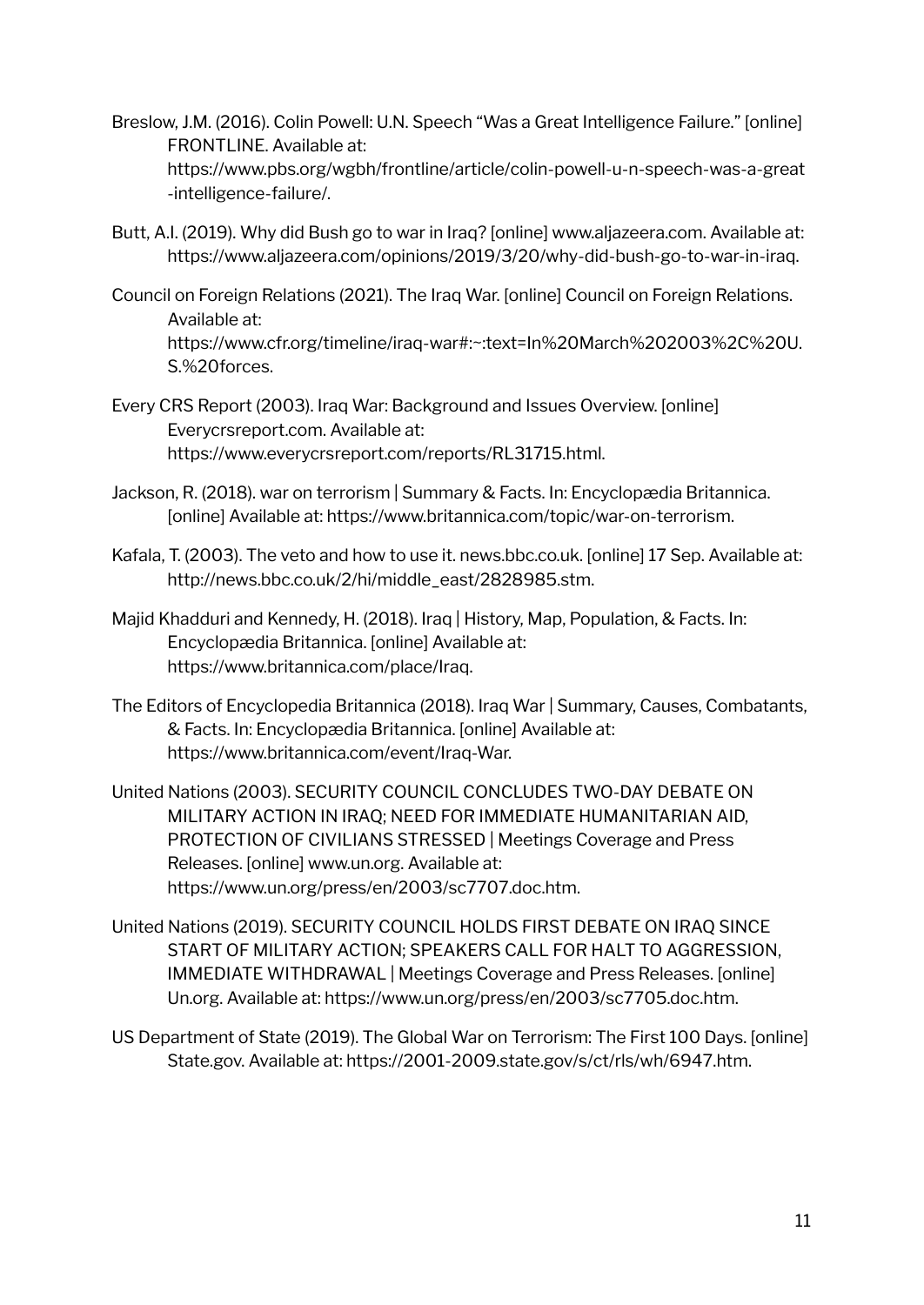Breslow, J.M. (2016). Colin Powell: U.N. Speech "Was a Great Intelligence Failure." [online] FRONTLINE. Available at: https://www.pbs.org/wgbh/frontline/article/colin-powell-u-n-speech-was-a-great-intelligence-failure/.

Butt, A.I. (2019). Why did Bush go to war in Iraq? [online] www.aljazeera.com. Available at: https://www.aljazeera.com/opinions/2019/3/20/why-did-bush-go-to-war-in-iraq.

Council on Foreign Relations (2021). The Iraq War. [online] Council on Foreign Relations. Available at: https://www.cfr.org/timeline/iraq-war#:~:text=In%20March%202003%2C%20U.S.%20forces.

Every CRS Report (2003). Iraq War: Background and Issues Overview. [online] Everycrsreport.com. Available at: https://www.everycrsreport.com/reports/RL31715.html.

Jackson, R. (2018). war on terrorism | Summary & Facts. In: Encyclopædia Britannica. [online] Available at: https://www.britannica.com/topic/war-on-terrorism.

Kafala, T. (2003). The veto and how to use it. news.bbc.co.uk. [online] 17 Sep. Available at: http://news.bbc.co.uk/2/hi/middle_east/2828985.stm.

Majid Khadduri and Kennedy, H. (2018). Iraq | History, Map, Population, & Facts. In: Encyclopædia Britannica. [online] Available at: https://www.britannica.com/place/Iraq.

The Editors of Encyclopedia Britannica (2018). Iraq War | Summary, Causes, Combatants, & Facts. In: Encyclopædia Britannica. [online] Available at: https://www.britannica.com/event/Iraq-War.

United Nations (2003). SECURITY COUNCIL CONCLUDES TWO-DAY DEBATE ON MILITARY ACTION IN IRAQ; NEED FOR IMMEDIATE HUMANITARIAN AID, PROTECTION OF CIVILIANS STRESSED | Meetings Coverage and Press Releases. [online] www.un.org. Available at: https://www.un.org/press/en/2003/sc7707.doc.htm.

United Nations (2019). SECURITY COUNCIL HOLDS FIRST DEBATE ON IRAQ SINCE START OF MILITARY ACTION; SPEAKERS CALL FOR HALT TO AGGRESSION, IMMEDIATE WITHDRAWAL | Meetings Coverage and Press Releases. [online] Un.org. Available at: https://www.un.org/press/en/2003/sc7705.doc.htm.

US Department of State (2019). The Global War on Terrorism: The First 100 Days. [online] State.gov. Available at: https://2001-2009.state.gov/s/ct/rls/wh/6947.htm.